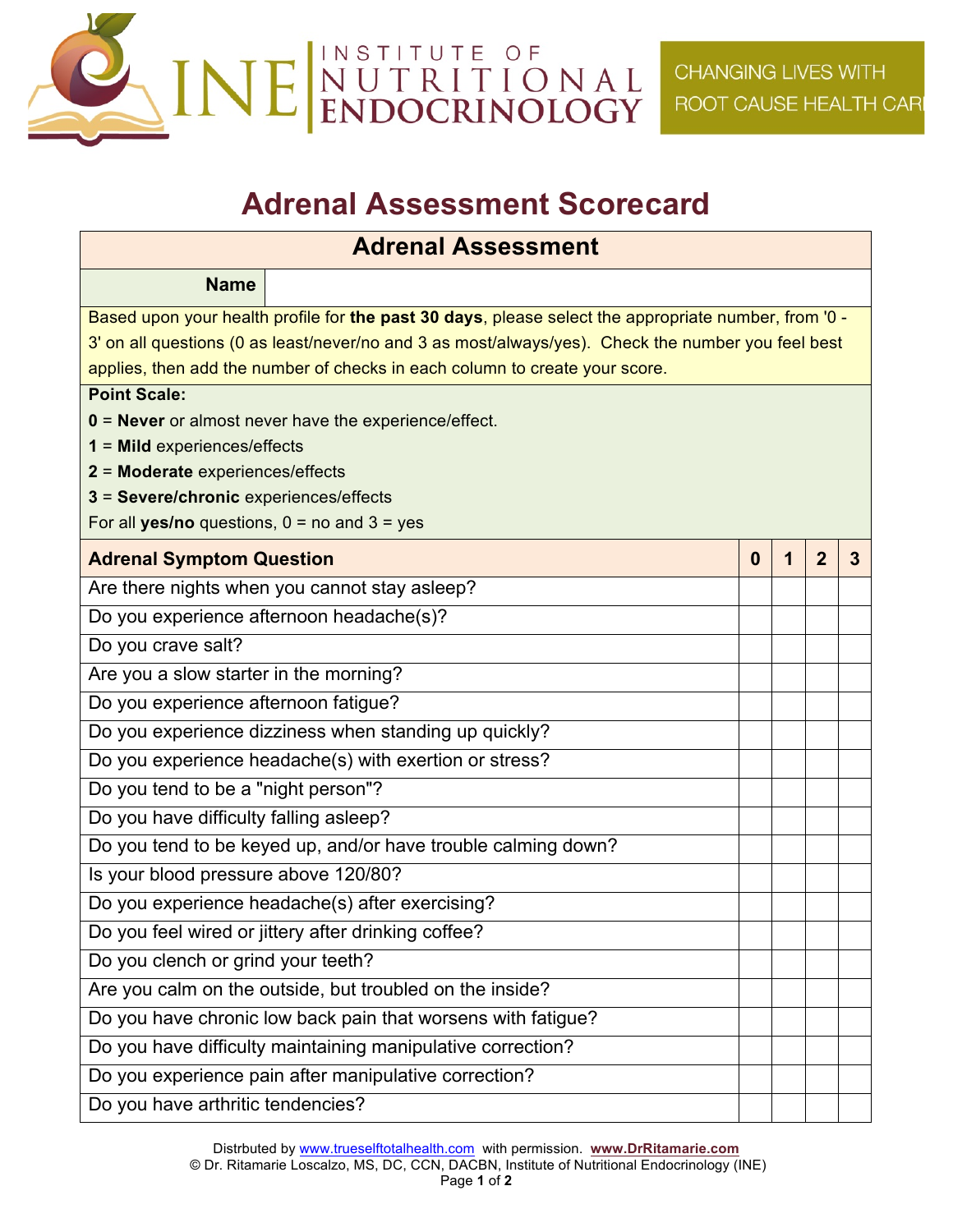INSTITUTE OF NUTRITIONAL ENDOCRINOLOGY

CHANGING LIVES WITH ROOT CAUSE HEALTH CARE

# Adrenal Assessment Scorecard

## Adrenal Assessment

| Name | |
|---|---|

Based upon your health profile for **the past 30 days**, please select the appropriate number, from '0 - 3' on all questions (0 as least/never/no and 3 as most/always/yes). Check the number you feel best applies, then add the number of checks in each column to create your score.

**Point Scale:**

**0** = **Never** or almost never have the experience/effect.
**1** = **Mild** experiences/effects
**2** = **Moderate** experiences/effects
**3** = **Severe/chronic** experiences/effects
For all **yes/no** questions, 0 = no and 3 = yes

| Adrenal Symptom Question | 0 | 1 | 2 | 3 |
|---|---|---|---|---|
| Are there nights when you cannot stay asleep? | | | | |
| Do you experience afternoon headache(s)? | | | | |
| Do you crave salt? | | | | |
| Are you a slow starter in the morning? | | | | |
| Do you experience afternoon fatigue? | | | | |
| Do you experience dizziness when standing up quickly? | | | | |
| Do you experience headache(s) with exertion or stress? | | | | |
| Do you tend to be a "night person"? | | | | |
| Do you have difficulty falling asleep? | | | | |
| Do you tend to be keyed up, and/or have trouble calming down? | | | | |
| Is your blood pressure above 120/80? | | | | |
| Do you experience headache(s) after exercising? | | | | |
| Do you feel wired or jittery after drinking coffee? | | | | |
| Do you clench or grind your teeth? | | | | |
| Are you calm on the outside, but troubled on the inside? | | | | |
| Do you have chronic low back pain that worsens with fatigue? | | | | |
| Do you have difficulty maintaining manipulative correction? | | | | |
| Do you experience pain after manipulative correction? | | | | |
| Do you have arthritic tendencies? | | | | |

Distrbuted by www.trueselftotalhealth.com with permission. **www.DrRitamarie.com**
© Dr. Ritamarie Loscalzo, MS, DC, CCN, DACBN, Institute of Nutritional Endocrinology (INE)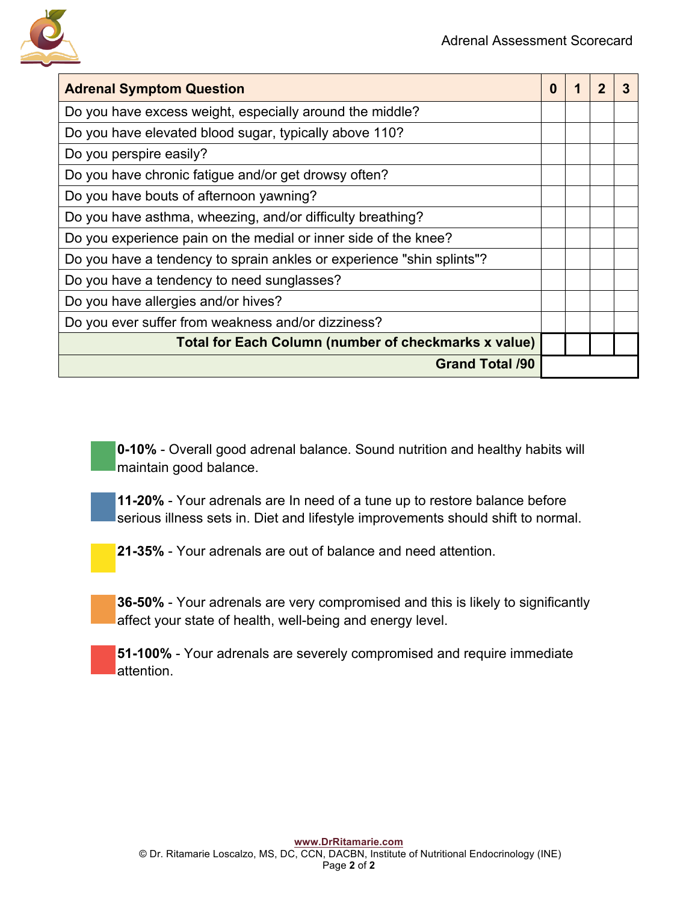| Adrenal Symptom Question | 0 | 1 | 2 | 3 |
|---|---|---|---|---|
| Do you have excess weight, especially around the middle? | | | | |
| Do you have elevated blood sugar, typically above 110? | | | | |
| Do you perspire easily? | | | | |
| Do you have chronic fatigue and/or get drowsy often? | | | | |
| Do you have bouts of afternoon yawning? | | | | |
| Do you have asthma, wheezing, and/or difficulty breathing? | | | | |
| Do you experience pain on the medial or inner side of the knee? | | | | |
| Do you have a tendency to sprain ankles or experience "shin splints"? | | | | |
| Do you have a tendency to need sunglasses? | | | | |
| Do you have allergies and/or hives? | | | | |
| Do you ever suffer from weakness and/or dizziness? | | | | |
| **Total for Each Column (number of checkmarks x value)** | | | | |
| **Grand Total /90** | | | | |

**0-10%** - Overall good adrenal balance. Sound nutrition and healthy habits will maintain good balance.

**11-20%** - Your adrenals are In need of a tune up to restore balance before serious illness sets in. Diet and lifestyle improvements should shift to normal.

**21-35%** - Your adrenals are out of balance and need attention.

**36-50%** - Your adrenals are very compromised and this is likely to significantly affect your state of health, well-being and energy level.

**51-100%** - Your adrenals are severely compromised and require immediate attention.

www.DrRitamarie.com
© Dr. Ritamarie Loscalzo, MS, DC, CCN, DACBN, Institute of Nutritional Endocrinology (INE)